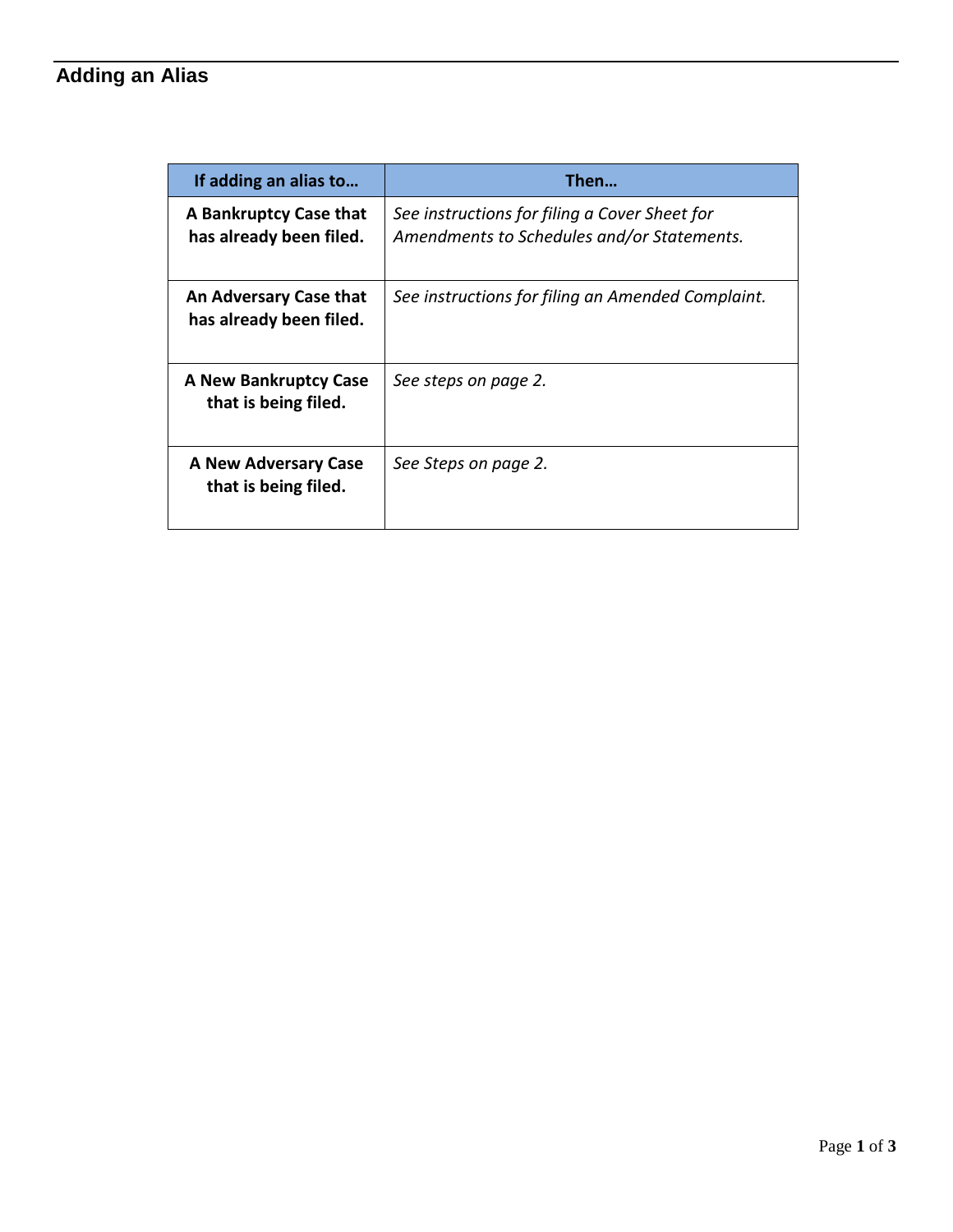# Adding an Alias

| If adding an alias to… | Then… |
| --- | --- |
| **A Bankruptcy Case that has already been filed.** | *See instructions for filing a Cover Sheet for Amendments to Schedules and/or Statements.* |
| **An Adversary Case that has already been filed.** | *See instructions for filing an Amended Complaint.* |
| **A New Bankruptcy Case that is being filed.** | *See steps on page 2.* |
| **A New Adversary Case that is being filed.** | *See Steps on page 2.* |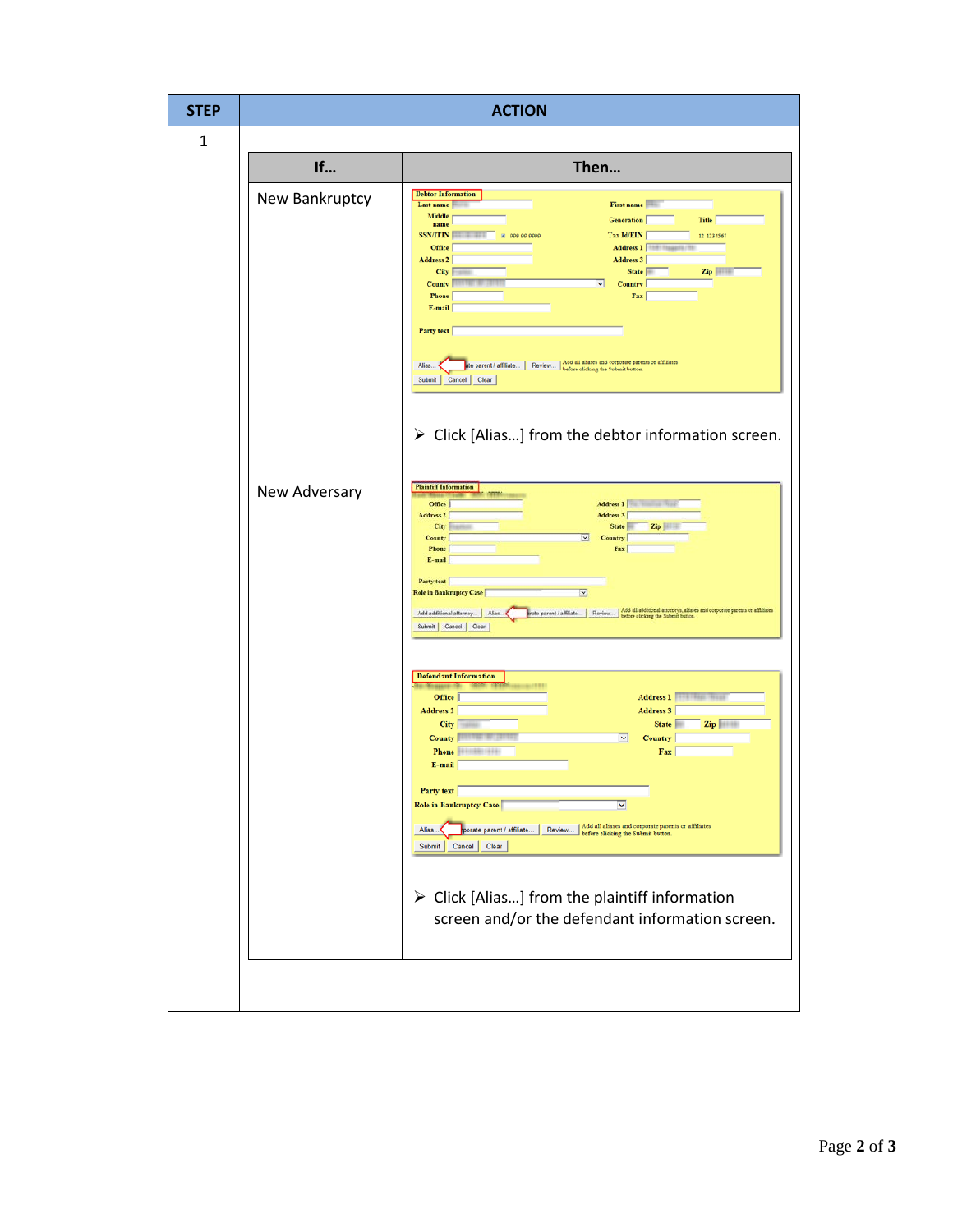| STEP | ACTION | |
|---|---|---|
| 1 | **If…** | **Then…** |
| | New Bankruptcy | ➢ Click [Alias…] from the debtor information screen. |
| | New Adversary | ➢ Click [Alias…] from the plaintiff information screen and/or the defendant information screen. |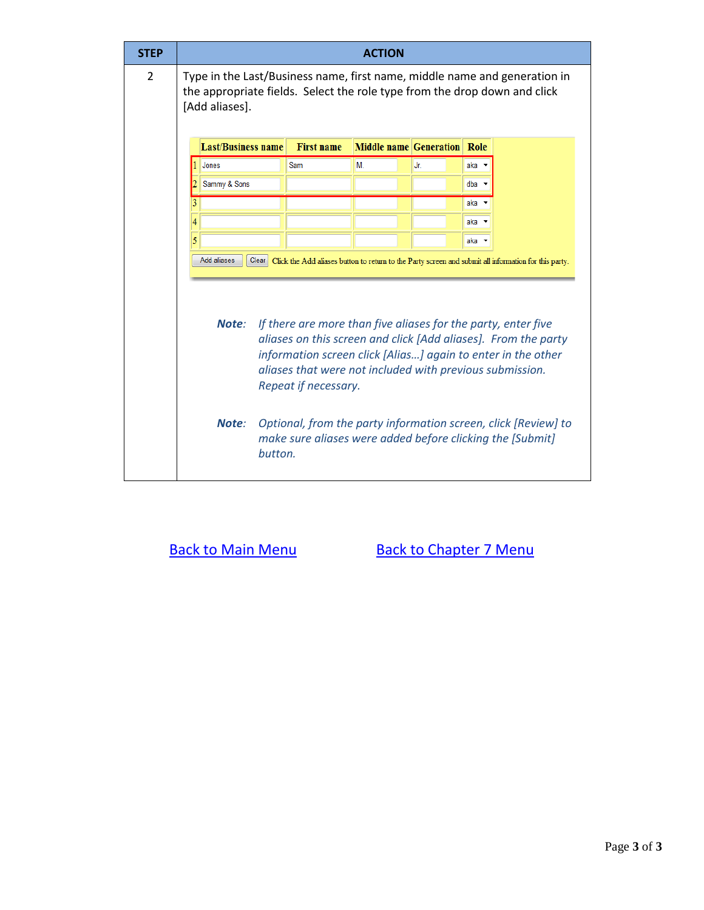| STEP | ACTION |
|---|---|
| 2 | Type in the Last/Business name, first name, middle name and generation in the appropriate fields. Select the role type from the drop down and click [Add aliases]. |

| | Last/Business name | First name | Middle name | Generation | Role |
|---|---|---|---|---|---|
| 1 | Jones | Sam | M. | Jr. | aka |
| 2 | Sammy & Sons | | | | dba |
| 3 | | | | | aka |
| 4 | | | | | aka |
| 5 | | | | | aka |

Add aliases Clear Click the Add aliases button to return to the Party screen and submit all information for this party.

***Note**: If there are more than five aliases for the party, enter five aliases on this screen and click [Add aliases]. From the party information screen click [Alias…] again to enter in the other aliases that were not included with previous submission. Repeat if necessary.*

***Note**: Optional, from the party information screen, click [Review] to make sure aliases were added before clicking the [Submit] button.*

Back to Main Menu Back to Chapter 7 Menu